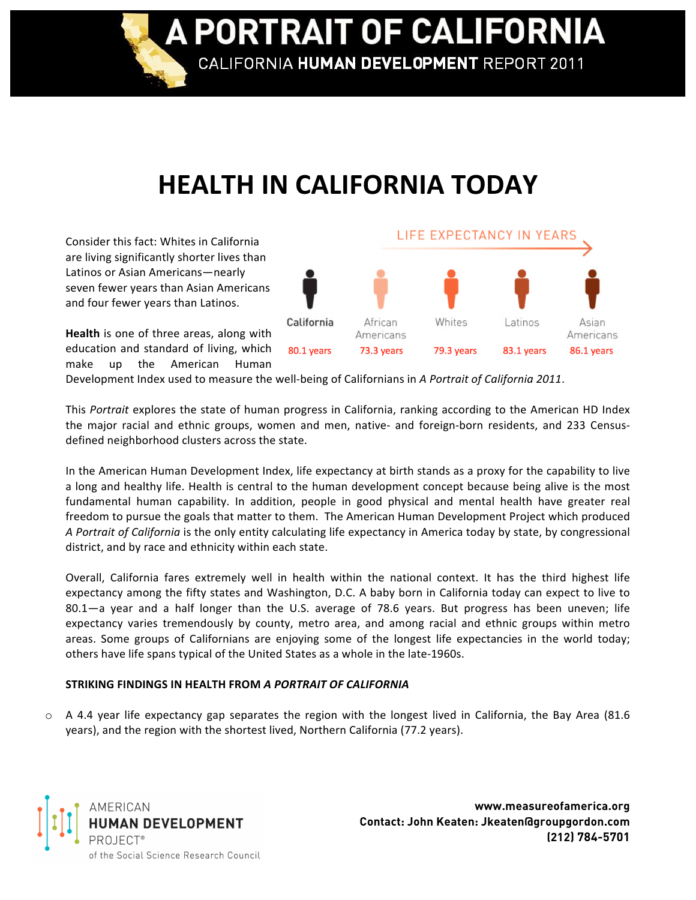# A PORTRAIT OF CALIFORNIA

CALIFORNIA **HUMAN DEVELOPMENT** REPORT 2011

# HEALTH IN CALIFORNIA TODAY

Consider this fact: Whites in California are living significantly shorter lives than Latinos or Asian Americans—nearly seven fewer years than Asian Americans and four fewer years than Latinos.

LIFE EXPECTANCY IN YEARS

| California | African Americans | Whites | Latinos | Asian Americans |
|---|---|---|---|---|
| 80.1 years | 73.3 years | 79.3 years | 83.1 years | 86.1 years |

**Health** is one of three areas, along with education and standard of living, which make up the American Human Development Index used to measure the well-being of Californians in *A Portrait of California 2011*.

This *Portrait* explores the state of human progress in California, ranking according to the American HD Index the major racial and ethnic groups, women and men, native- and foreign-born residents, and 233 Census-defined neighborhood clusters across the state.

In the American Human Development Index, life expectancy at birth stands as a proxy for the capability to live a long and healthy life. Health is central to the human development concept because being alive is the most fundamental human capability. In addition, people in good physical and mental health have greater real freedom to pursue the goals that matter to them. The American Human Development Project which produced *A Portrait of California* is the only entity calculating life expectancy in America today by state, by congressional district, and by race and ethnicity within each state.

Overall, California fares extremely well in health within the national context. It has the third highest life expectancy among the fifty states and Washington, D.C. A baby born in California today can expect to live to 80.1—a year and a half longer than the U.S. average of 78.6 years. But progress has been uneven; life expectancy varies tremendously by county, metro area, and among racial and ethnic groups within metro areas. Some groups of Californians are enjoying some of the longest life expectancies in the world today; others have life spans typical of the United States as a whole in the late-1960s.

**STRIKING FINDINGS IN HEALTH FROM *A PORTRAIT OF CALIFORNIA***

- A 4.4 year life expectancy gap separates the region with the longest lived in California, the Bay Area (81.6 years), and the region with the shortest lived, Northern California (77.2 years).

AMERICAN **HUMAN DEVELOPMENT** PROJECT® of the Social Science Research Council

**www.measureofamerica.org**
**Contact: John Keaten: Jkeaten@groupgordon.com**
**(212) 784-5701**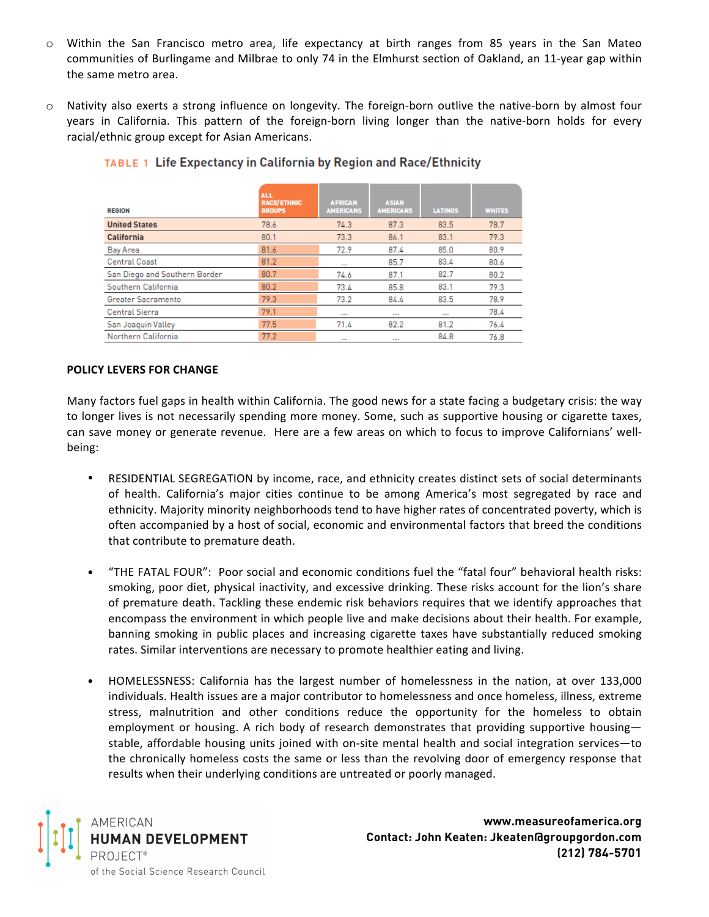- Within the San Francisco metro area, life expectancy at birth ranges from 85 years in the San Mateo communities of Burlingame and Milbrae to only 74 in the Elmhurst section of Oakland, an 11-year gap within the same metro area.

- Nativity also exerts a strong influence on longevity. The foreign-born outlive the native-born by almost four years in California. This pattern of the foreign-born living longer than the native-born holds for every racial/ethnic group except for Asian Americans.

**TABLE 1 Life Expectancy in California by Region and Race/Ethnicity**

| REGION | ALL RACE/ETHNIC GROUPS | AFRICAN AMERICANS | ASIAN AMERICANS | LATINOS | WHITES |
|---|---|---|---|---|---|
| **United States** | 78.6 | 74.3 | 87.3 | 83.5 | 78.7 |
| **California** | 80.1 | 73.3 | 86.1 | 83.1 | 79.3 |
| Bay Area | 81.6 | 72.9 | 87.4 | 85.0 | 80.9 |
| Central Coast | 81.2 | ... | 85.7 | 83.4 | 80.6 |
| San Diego and Southern Border | 80.7 | 74.6 | 87.1 | 82.7 | 80.2 |
| Southern California | 80.2 | 73.4 | 85.8 | 83.1 | 79.3 |
| Greater Sacramento | 79.3 | 73.2 | 84.4 | 83.5 | 78.9 |
| Central Sierra | 79.1 | ... | ... | ... | 78.4 |
| San Joaquin Valley | 77.5 | 71.4 | 82.2 | 81.2 | 76.4 |
| Northern California | 77.2 | ... | ... | 84.8 | 76.8 |

**POLICY LEVERS FOR CHANGE**

Many factors fuel gaps in health within California. The good news for a state facing a budgetary crisis: the way to longer lives is not necessarily spending more money. Some, such as supportive housing or cigarette taxes, can save money or generate revenue. Here are a few areas on which to focus to improve Californians' well-being:

- RESIDENTIAL SEGREGATION by income, race, and ethnicity creates distinct sets of social determinants of health. California's major cities continue to be among America's most segregated by race and ethnicity. Majority minority neighborhoods tend to have higher rates of concentrated poverty, which is often accompanied by a host of social, economic and environmental factors that breed the conditions that contribute to premature death.

- "THE FATAL FOUR": Poor social and economic conditions fuel the "fatal four" behavioral health risks: smoking, poor diet, physical inactivity, and excessive drinking. These risks account for the lion's share of premature death. Tackling these endemic risk behaviors requires that we identify approaches that encompass the environment in which people live and make decisions about their health. For example, banning smoking in public places and increasing cigarette taxes have substantially reduced smoking rates. Similar interventions are necessary to promote healthier eating and living.

- HOMELESSNESS: California has the largest number of homelessness in the nation, at over 133,000 individuals. Health issues are a major contributor to homelessness and once homeless, illness, extreme stress, malnutrition and other conditions reduce the opportunity for the homeless to obtain employment or housing. A rich body of research demonstrates that providing supportive housing—stable, affordable housing units joined with on-site mental health and social integration services—to the chronically homeless costs the same or less than the revolving door of emergency response that results when their underlying conditions are untreated or poorly managed.

AMERICAN **HUMAN DEVELOPMENT** PROJECT®
of the Social Science Research Council

**www.measureofamerica.org**
**Contact: John Keaten: Jkeaten@groupgordon.com**
**(212) 784-5701**